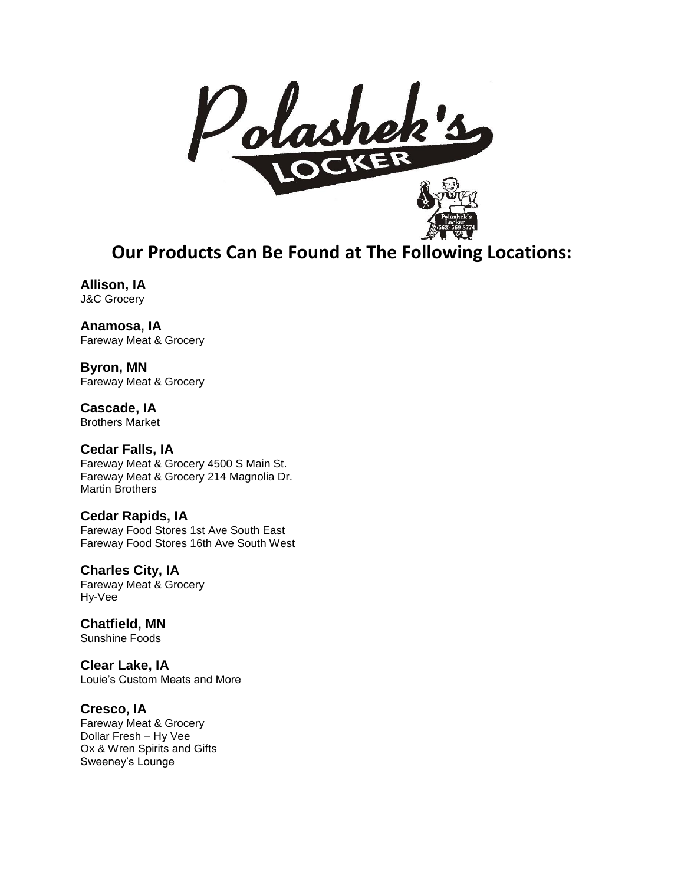# Polashek's Locker

## Our Products Can Be Found at The Following Locations:

**Allison, IA**
J&C Grocery

**Anamosa, IA**
Fareway Meat & Grocery

**Byron, MN**
Fareway Meat & Grocery

**Cascade, IA**
Brothers Market

**Cedar Falls, IA**
Fareway Meat & Grocery 4500 S Main St.
Fareway Meat & Grocery 214 Magnolia Dr.
Martin Brothers

**Cedar Rapids, IA**
Fareway Food Stores 1st Ave South East
Fareway Food Stores 16th Ave South West

**Charles City, IA**
Fareway Meat & Grocery
Hy-Vee

**Chatfield, MN**
Sunshine Foods

**Clear Lake, IA**
Louie's Custom Meats and More

**Cresco, IA**
Fareway Meat & Grocery
Dollar Fresh – Hy Vee
Ox & Wren Spirits and Gifts
Sweeney's Lounge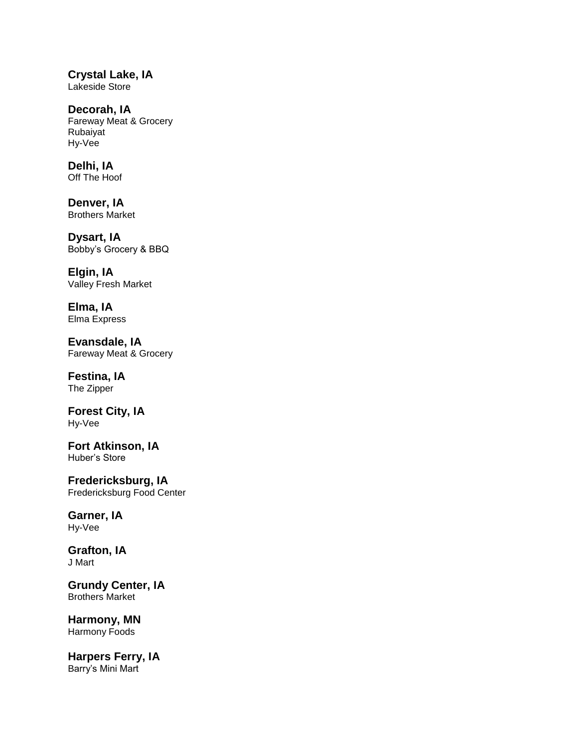**Crystal Lake, IA**
Lakeside Store

**Decorah, IA**
Fareway Meat & Grocery
Rubaiyat
Hy-Vee

**Delhi, IA**
Off The Hoof

**Denver, IA**
Brothers Market

**Dysart, IA**
Bobby's Grocery & BBQ

**Elgin, IA**
Valley Fresh Market

**Elma, IA**
Elma Express

**Evansdale, IA**
Fareway Meat & Grocery

**Festina, IA**
The Zipper

**Forest City, IA**
Hy-Vee

**Fort Atkinson, IA**
Huber's Store

**Fredericksburg, IA**
Fredericksburg Food Center

**Garner, IA**
Hy-Vee

**Grafton, IA**
J Mart

**Grundy Center, IA**
Brothers Market

**Harmony, MN**
Harmony Foods

**Harpers Ferry, IA**
Barry's Mini Mart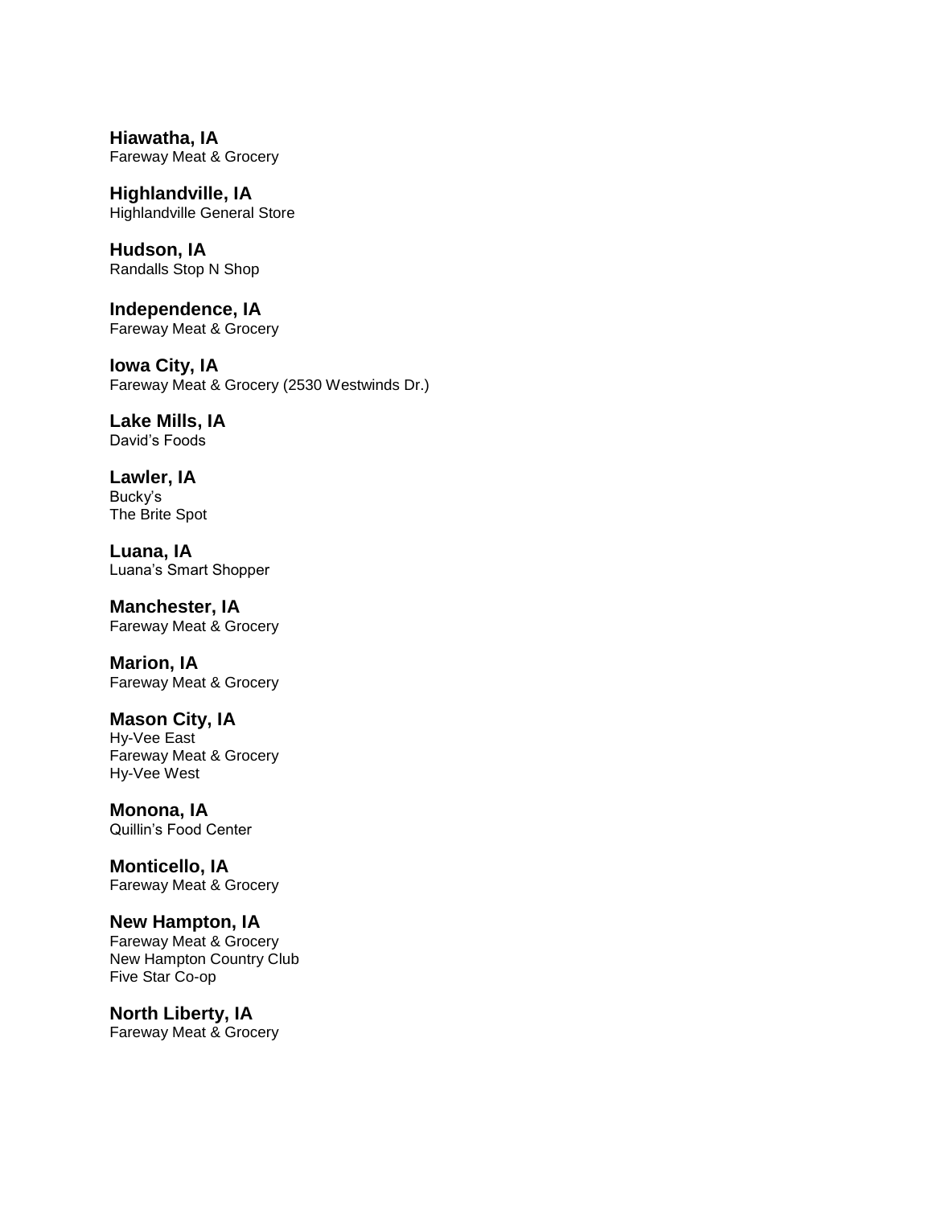**Hiawatha, IA**
Fareway Meat & Grocery

**Highlandville, IA**
Highlandville General Store

**Hudson, IA**
Randalls Stop N Shop

**Independence, IA**
Fareway Meat & Grocery

**Iowa City, IA**
Fareway Meat & Grocery (2530 Westwinds Dr.)

**Lake Mills, IA**
David's Foods

**Lawler, IA**
Bucky's
The Brite Spot

**Luana, IA**
Luana's Smart Shopper

**Manchester, IA**
Fareway Meat & Grocery

**Marion, IA**
Fareway Meat & Grocery

**Mason City, IA**
Hy-Vee East
Fareway Meat & Grocery
Hy-Vee West

**Monona, IA**
Quillin's Food Center

**Monticello, IA**
Fareway Meat & Grocery

**New Hampton, IA**
Fareway Meat & Grocery
New Hampton Country Club
Five Star Co-op

**North Liberty, IA**
Fareway Meat & Grocery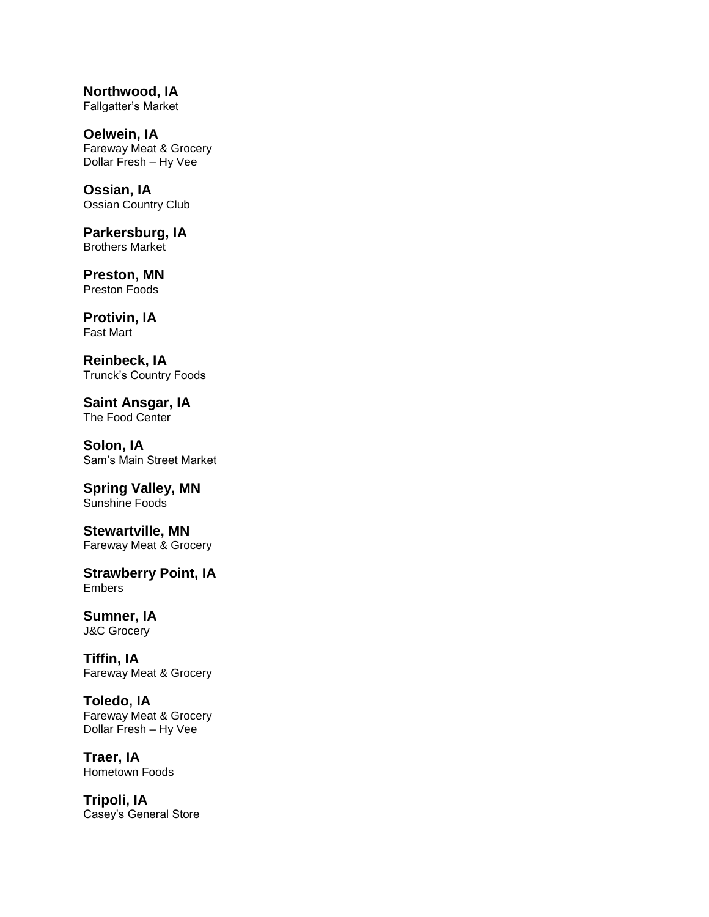**Northwood, IA**
Fallgatter's Market

**Oelwein, IA**
Fareway Meat & Grocery
Dollar Fresh – Hy Vee

**Ossian, IA**
Ossian Country Club

**Parkersburg, IA**
Brothers Market

**Preston, MN**
Preston Foods

**Protivin, IA**
Fast Mart

**Reinbeck, IA**
Trunck's Country Foods

**Saint Ansgar, IA**
The Food Center

**Solon, IA**
Sam's Main Street Market

**Spring Valley, MN**
Sunshine Foods

**Stewartville, MN**
Fareway Meat & Grocery

**Strawberry Point, IA**
Embers

**Sumner, IA**
J&C Grocery

**Tiffin, IA**
Fareway Meat & Grocery

**Toledo, IA**
Fareway Meat & Grocery
Dollar Fresh – Hy Vee

**Traer, IA**
Hometown Foods

**Tripoli, IA**
Casey's General Store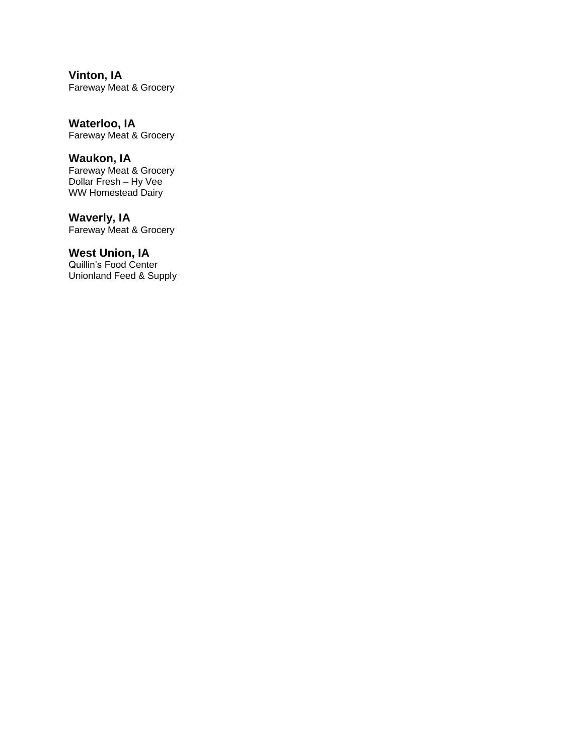**Vinton, IA**
Fareway Meat & Grocery

**Waterloo, IA**
Fareway Meat & Grocery

**Waukon, IA**
Fareway Meat & Grocery
Dollar Fresh – Hy Vee
WW Homestead Dairy

**Waverly, IA**
Fareway Meat & Grocery

**West Union, IA**
Quillin's Food Center
Unionland Feed & Supply